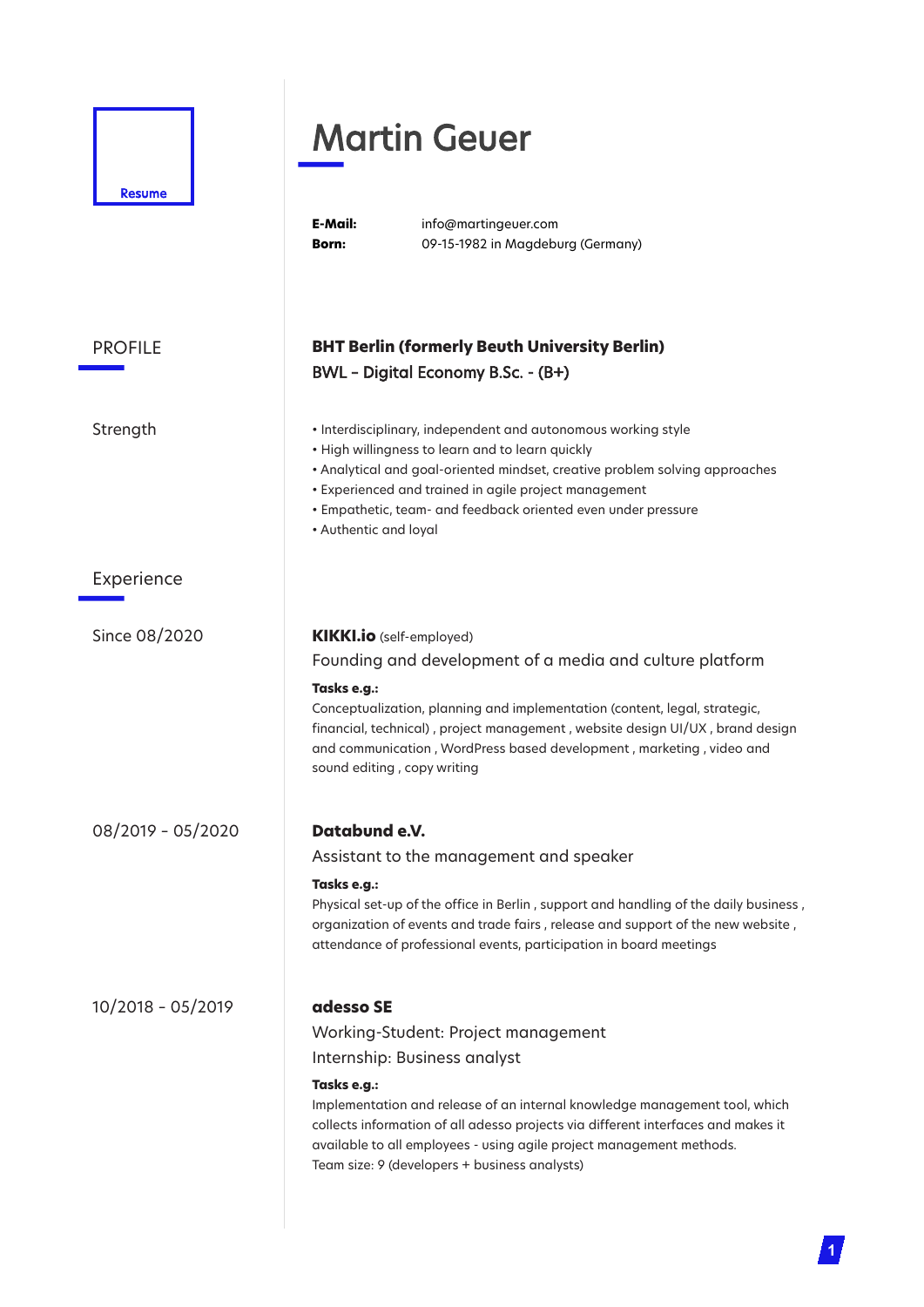Resume

# Martin Geuer

**E-Mail:** info@martingeuer.com
**Born:** 09-15-1982 in Magdeburg (Germany)

## PROFILE

**BHT Berlin (formerly Beuth University Berlin)**
BWL - Digital Economy B.Sc. - (B+)

### Strength

- Interdisciplinary, independent and autonomous working style
- High willingness to learn and to learn quickly
- Analytical and goal-oriented mindset, creative problem solving approaches
- Experienced and trained in agile project management
- Empathetic, team- and feedback oriented even under pressure
- Authentic and loyal

## Experience

**Since 08/2020**

**KIKKI.io** (self-employed)
Founding and development of a media and culture platform

**Tasks e.g.:**
Conceptualization, planning and implementation (content, legal, strategic, financial, technical) , project management , website design UI/UX , brand design and communication , WordPress based development , marketing , video and sound editing , copy writing

**08/2019 - 05/2020**

**Databund e.V.**
Assistant to the management and speaker

**Tasks e.g.:**
Physical set-up of the office in Berlin , support and handling of the daily business , organization of events and trade fairs , release and support of the new website , attendance of professional events, participation in board meetings

**10/2018 - 05/2019**

**adesso SE**
Working-Student: Project management
Internship: Business analyst

**Tasks e.g.:**
Implementation and release of an internal knowledge management tool, which collects information of all adesso projects via different interfaces and makes it available to all employees - using agile project management methods.
Team size: 9 (developers + business analysts)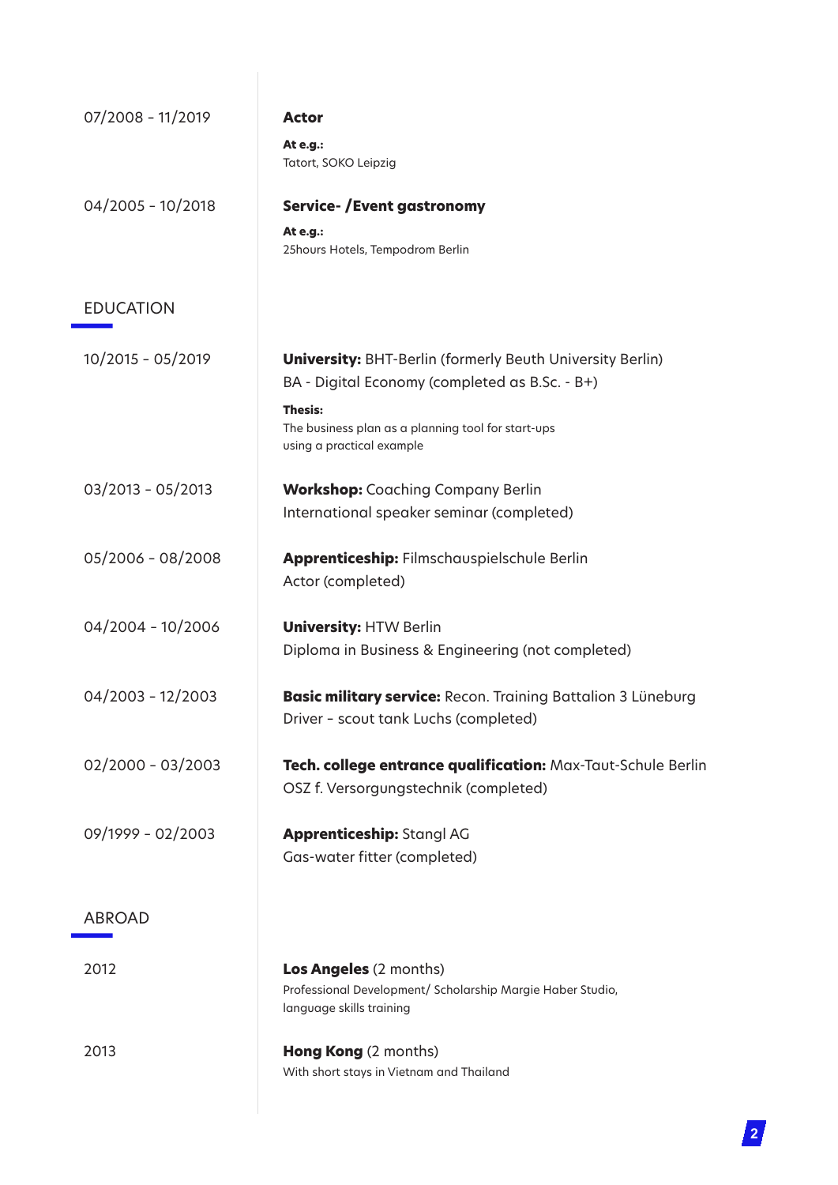07/2008 - 11/2019

**Actor**

**At e.g.:**
Tatort, SOKO Leipzig

04/2005 - 10/2018

**Service- /Event gastronomy**

**At e.g.:**
25hours Hotels, Tempodrom Berlin

## EDUCATION

10/2015 - 05/2019

**University:** BHT-Berlin (formerly Beuth University Berlin)
BA - Digital Economy (completed as B.Sc. - B+)

**Thesis:**
The business plan as a planning tool for start-ups
using a practical example

03/2013 - 05/2013

**Workshop:** Coaching Company Berlin
International speaker seminar (completed)

05/2006 - 08/2008

**Apprenticeship:** Filmschauspielschule Berlin
Actor (completed)

04/2004 - 10/2006

**University:** HTW Berlin
Diploma in Business & Engineering (not completed)

04/2003 - 12/2003

**Basic military service:** Recon. Training Battalion 3 Lüneburg
Driver - scout tank Luchs (completed)

02/2000 - 03/2003

**Tech. college entrance qualification:** Max-Taut-Schule Berlin
OSZ f. Versorgungstechnik (completed)

09/1999 - 02/2003

**Apprenticeship:** Stangl AG
Gas-water fitter (completed)

## ABROAD

2012

**Los Angeles** (2 months)
Professional Development/ Scholarship Margie Haber Studio,
language skills training

2013

**Hong Kong** (2 months)
With short stays in Vietnam and Thailand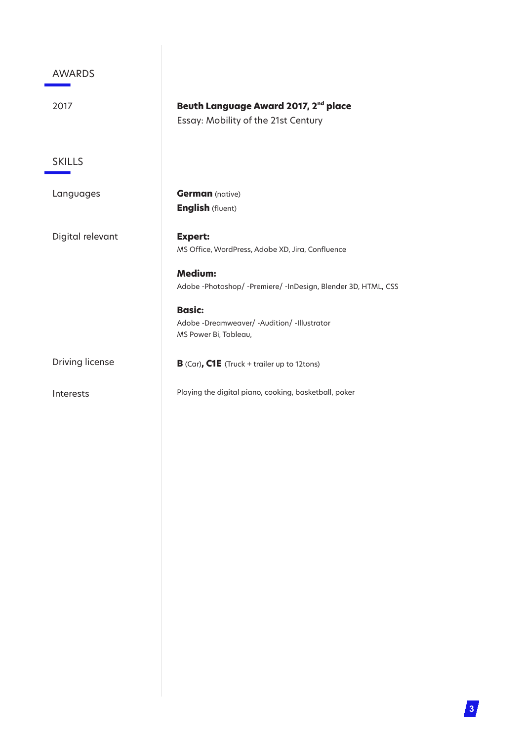## AWARDS

2017

**Beuth Language Award 2017, 2nd place**
Essay: Mobility of the 21st Century

## SKILLS

Languages

**German** (native)
**English** (fluent)

Digital relevant

**Expert:**
MS Office, WordPress, Adobe XD, Jira, Confluence

**Medium:**
Adobe -Photoshop/ -Premiere/ -InDesign, Blender 3D, HTML, CSS

**Basic:**
Adobe -Dreamweaver/ -Audition/ -Illustrator
MS Power Bi, Tableau,

Driving license

**B** (Car)**, C1E** (Truck + trailer up to 12tons)

Interests

Playing the digital piano, cooking, basketball, poker